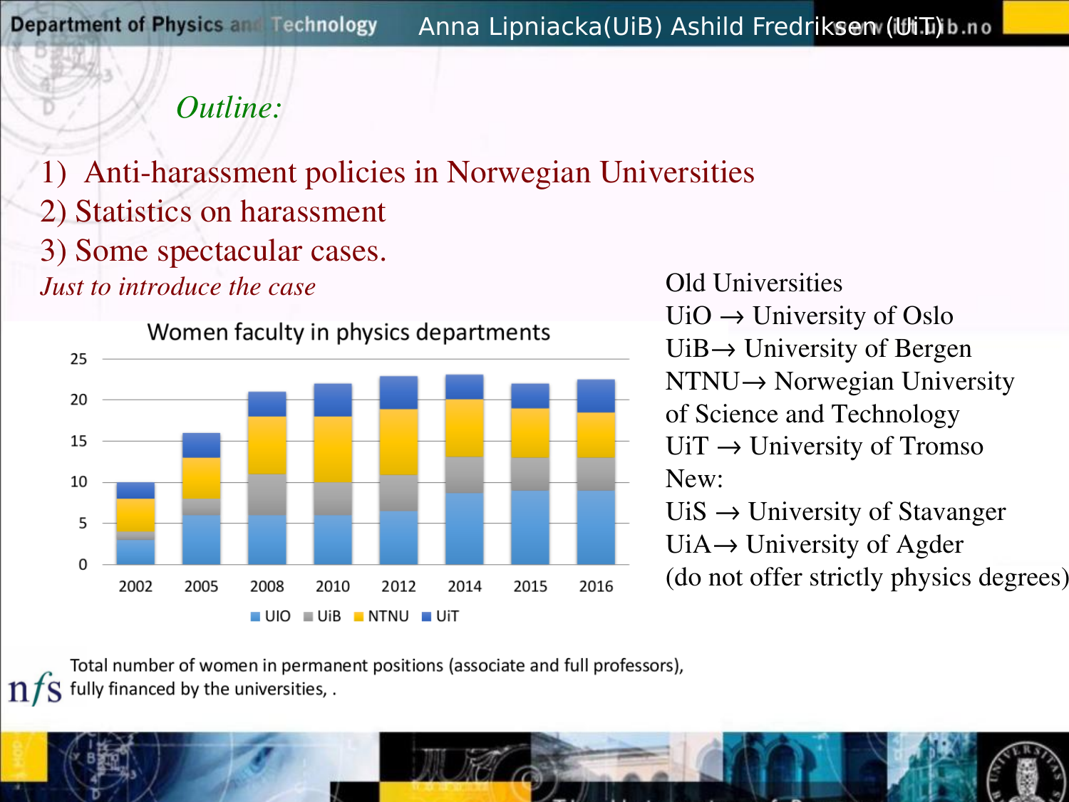*Outline:*

1) Anti-harassment policies in Norwegian Universities
2) Statistics on harassment
3) Some spectacular cases.

*Just to introduce the case*

Women faculty in physics departments

25
20
15
10
5
0

2002 2005 2008 2010 2012 2014 2015 2016

UIO UiB NTNU UiT

Total number of women in permanent positions (associate and full professors), fully financed by the universities, .

Old Universities
UiO → University of Oslo
UiB→ University of Bergen
NTNU→ Norwegian University of Science and Technology
UiT → University of Tromso
New:
UiS → University of Stavanger
UiA→ University of Agder
(do not offer strictly physics degrees)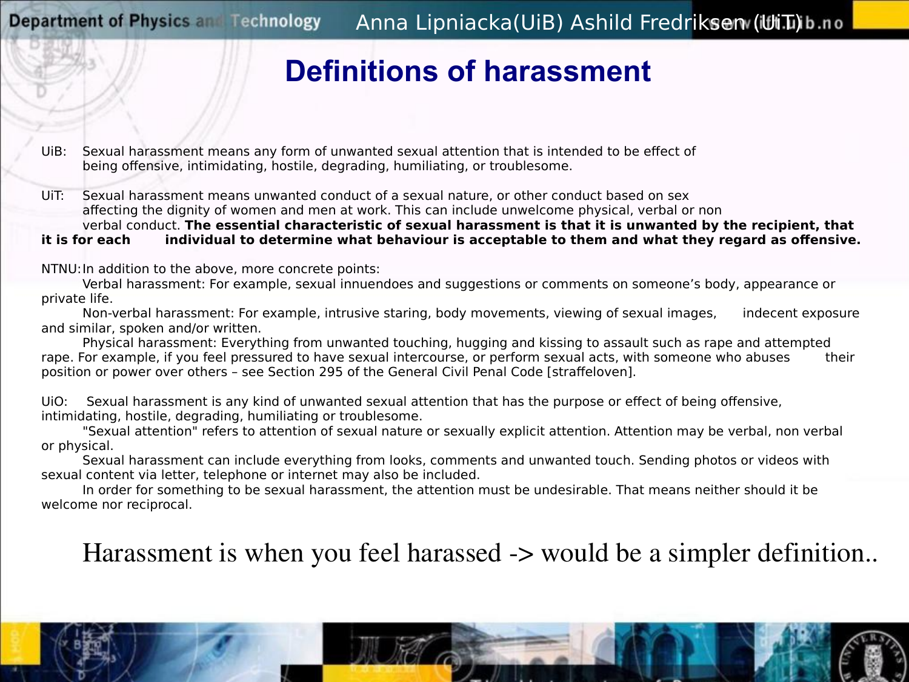# Definitions of harassment

UiB: Sexual harassment means any form of unwanted sexual attention that is intended to be effect of being offensive, intimidating, hostile, degrading, humiliating, or troublesome.

UiT: Sexual harassment means unwanted conduct of a sexual nature, or other conduct based on sex affecting the dignity of women and men at work. This can include unwelcome physical, verbal or non verbal conduct. **The essential characteristic of sexual harassment is that it is unwanted by the recipient, that it is for each individual to determine what behaviour is acceptable to them and what they regard as offensive.**

NTNU: In addition to the above, more concrete points:

Verbal harassment: For example, sexual innuendoes and suggestions or comments on someone's body, appearance or private life.

Non-verbal harassment: For example, intrusive staring, body movements, viewing of sexual images, indecent exposure and similar, spoken and/or written.

Physical harassment: Everything from unwanted touching, hugging and kissing to assault such as rape and attempted rape. For example, if you feel pressured to have sexual intercourse, or perform sexual acts, with someone who abuses their position or power over others – see Section 295 of the General Civil Penal Code [straffeloven].

UiO: Sexual harassment is any kind of unwanted sexual attention that has the purpose or effect of being offensive, intimidating, hostile, degrading, humiliating or troublesome.

"Sexual attention" refers to attention of sexual nature or sexually explicit attention. Attention may be verbal, non verbal or physical.

Sexual harassment can include everything from looks, comments and unwanted touch. Sending photos or videos with sexual content via letter, telephone or internet may also be included.

In order for something to be sexual harassment, the attention must be undesirable. That means neither should it be welcome nor reciprocal.

Harassment is when you feel harassed -> would be a simpler definition..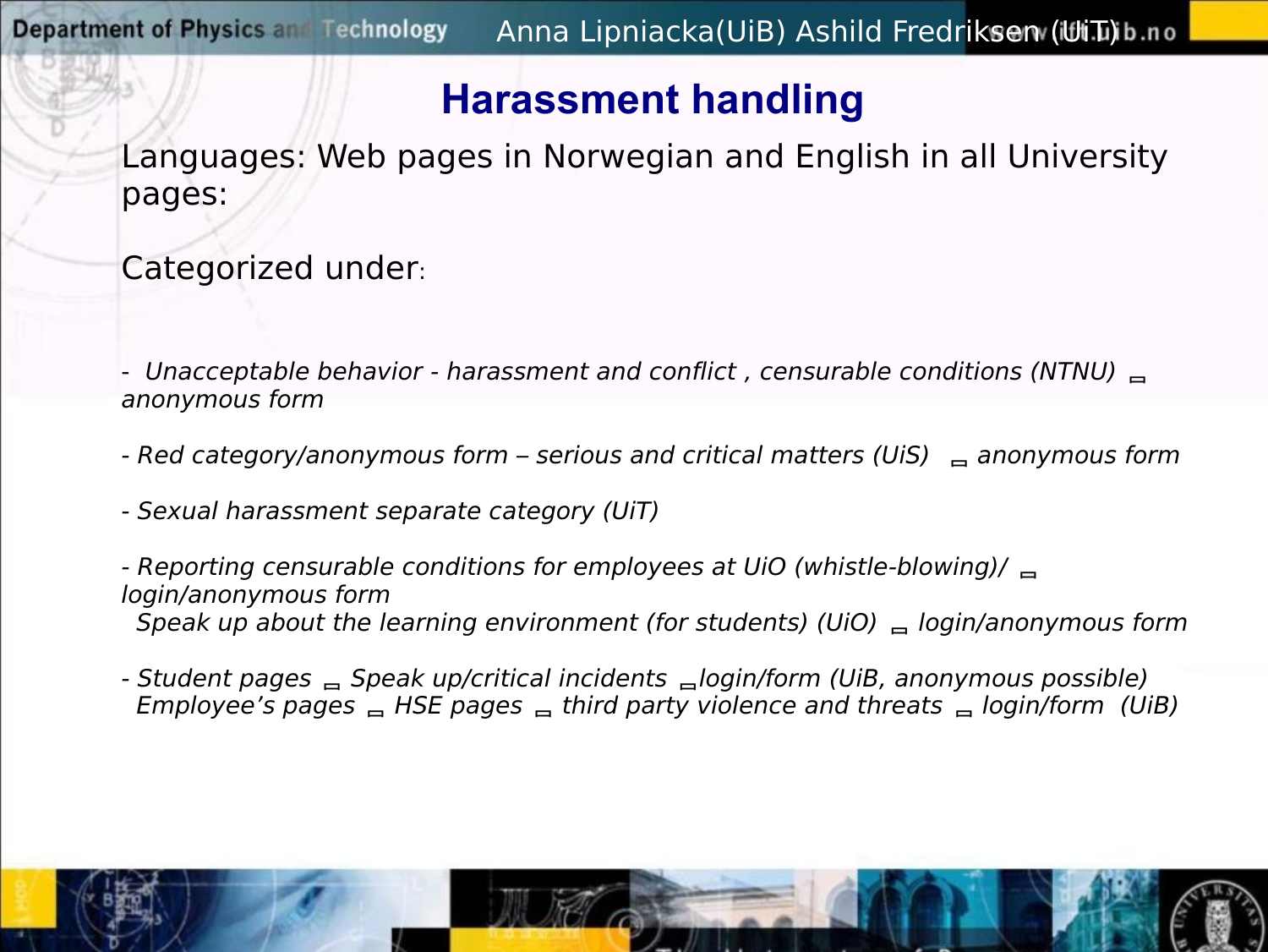# Harassment handling

Languages: Web pages in Norwegian and English in all University pages:

Categorized under:

- *Unacceptable behavior - harassment and conflict , censurable conditions (NTNU) ▭ anonymous form*

- *Red category/anonymous form – serious and critical matters (UiS) ▭ anonymous form*

- *Sexual harassment separate category (UiT)*

- *Reporting censurable conditions for employees at UiO (whistle-blowing)/ ▭ login/anonymous form*
  *Speak up about the learning environment (for students) (UiO) ▭ login/anonymous form*

- *Student pages ▭ Speak up/critical incidents ▭login/form (UiB, anonymous possible)*
  *Employee's pages ▭ HSE pages ▭ third party violence and threats ▭ login/form (UiB)*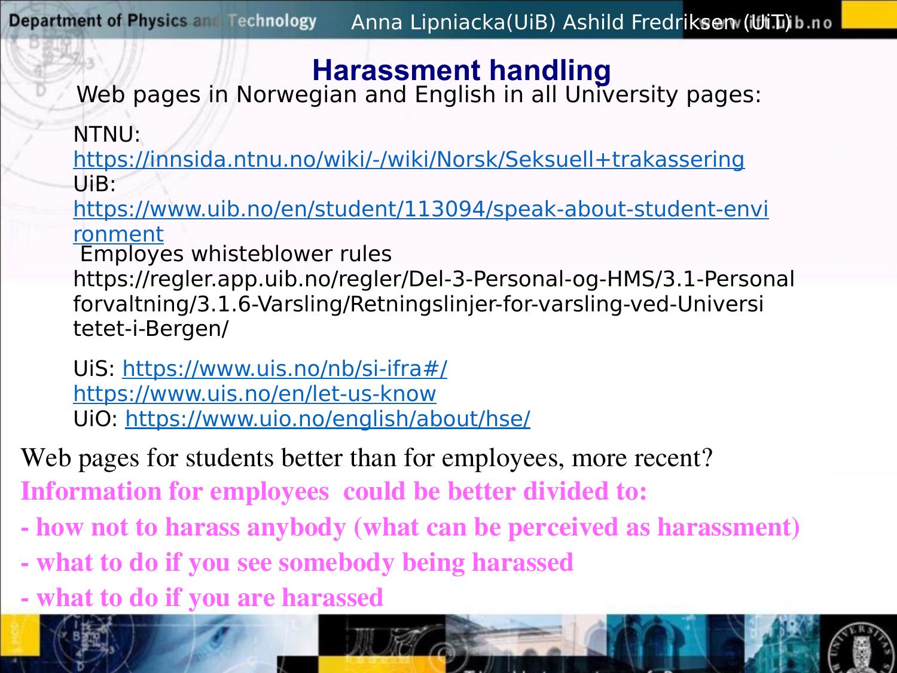# Harassment handling

Web pages in Norwegian and English in all University pages:

NTNU:
https://innsida.ntnu.no/wiki/-/wiki/Norsk/Seksuell+trakassering
UiB:
https://www.uib.no/en/student/113094/speak-about-student-environment
Employes whisteblower rules
https://regler.app.uib.no/regler/Del-3-Personal-og-HMS/3.1-Personalforvaltning/3.1.6-Varsling/Retningslinjer-for-varsling-ved-Universitetet-i-Bergen/

UiS: https://www.uis.no/nb/si-ifra#/
https://www.uis.no/en/let-us-know
UiO: https://www.uio.no/english/about/hse/

Web pages for students better than for employees, more recent?

**Information for employees could be better divided to:**

- **how not to harass anybody (what can be perceived as harassment)**
- **what to do if you see somebody being harassed**
- **what to do if you are harassed**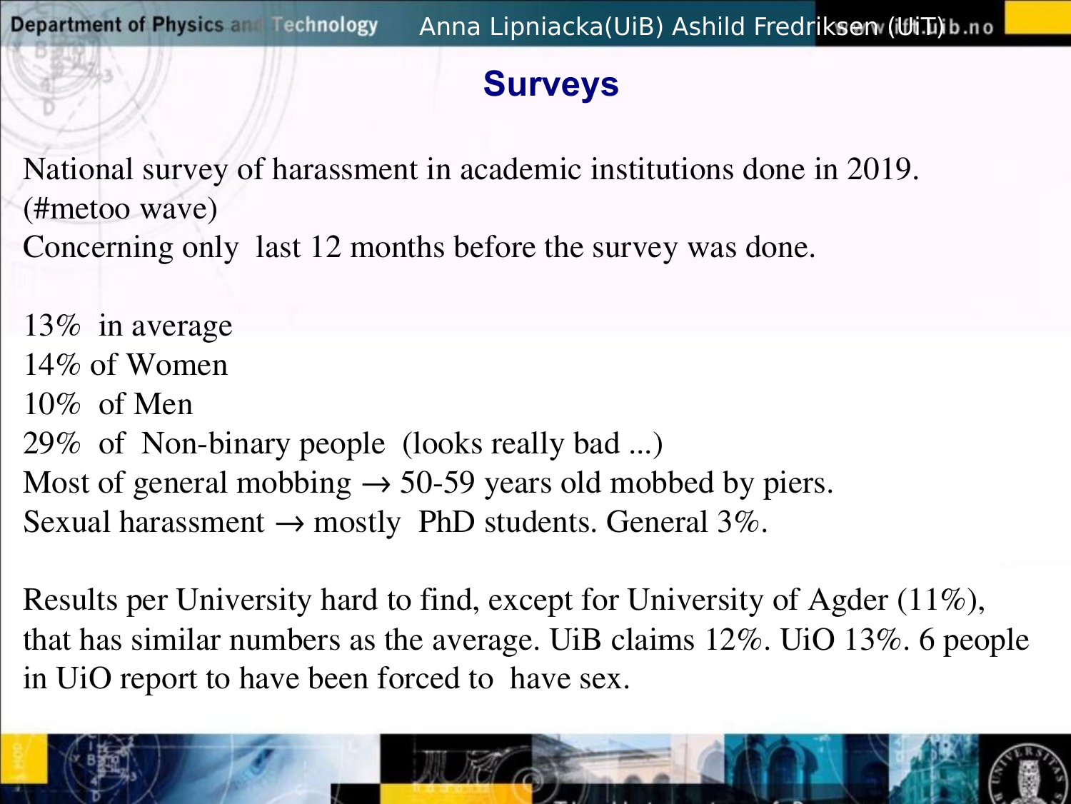# Surveys

National survey of harassment in academic institutions done in 2019. (#metoo wave)
Concerning only last 12 months before the survey was done.

13% in average
14% of Women
10% of Men
29% of Non-binary people (looks really bad ...)
Most of general mobbing → 50-59 years old mobbed by piers.
Sexual harassment → mostly PhD students. General 3%.

Results per University hard to find, except for University of Agder (11%), that has similar numbers as the average. UiB claims 12%. UiO 13%. 6 people in UiO report to have been forced to have sex.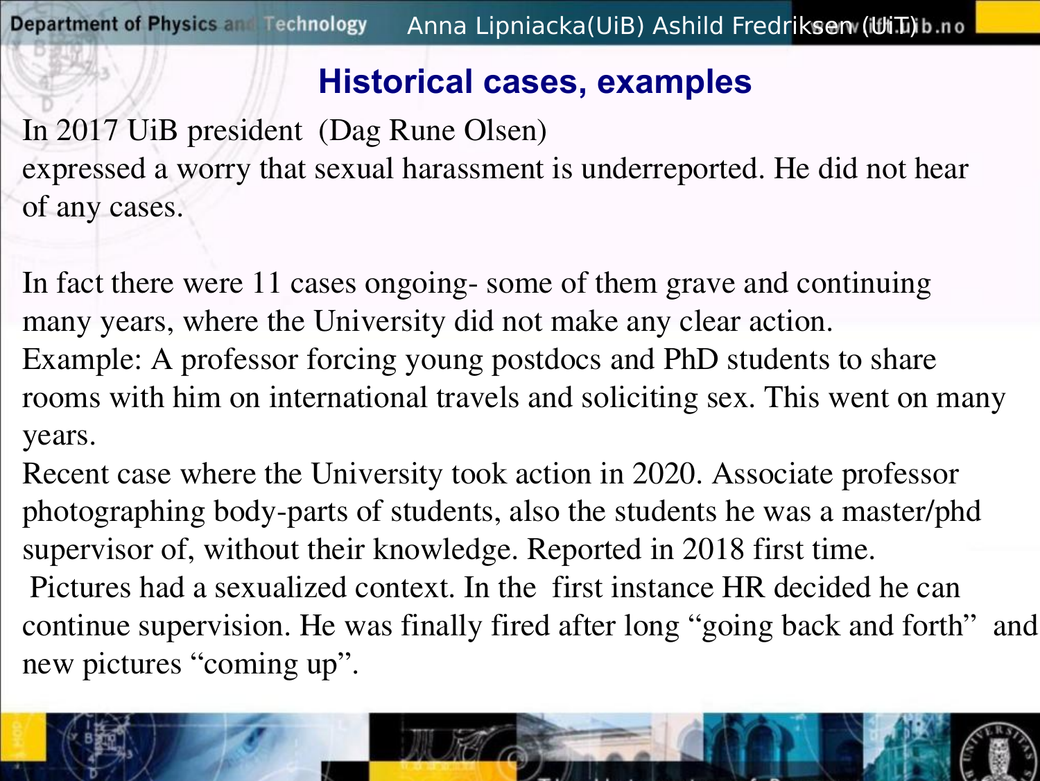## Historical cases, examples

In 2017 UiB president (Dag Rune Olsen)
expressed a worry that sexual harassment is underreported. He did not hear of any cases.

In fact there were 11 cases ongoing- some of them grave and continuing many years, where the University did not make any clear action.
Example: A professor forcing young postdocs and PhD students to share rooms with him on international travels and soliciting sex. This went on many years.
Recent case where the University took action in 2020. Associate professor photographing body-parts of students, also the students he was a master/phd supervisor of, without their knowledge. Reported in 2018 first time.
Pictures had a sexualized context. In the first instance HR decided he can continue supervision. He was finally fired after long "going back and forth" and new pictures "coming up".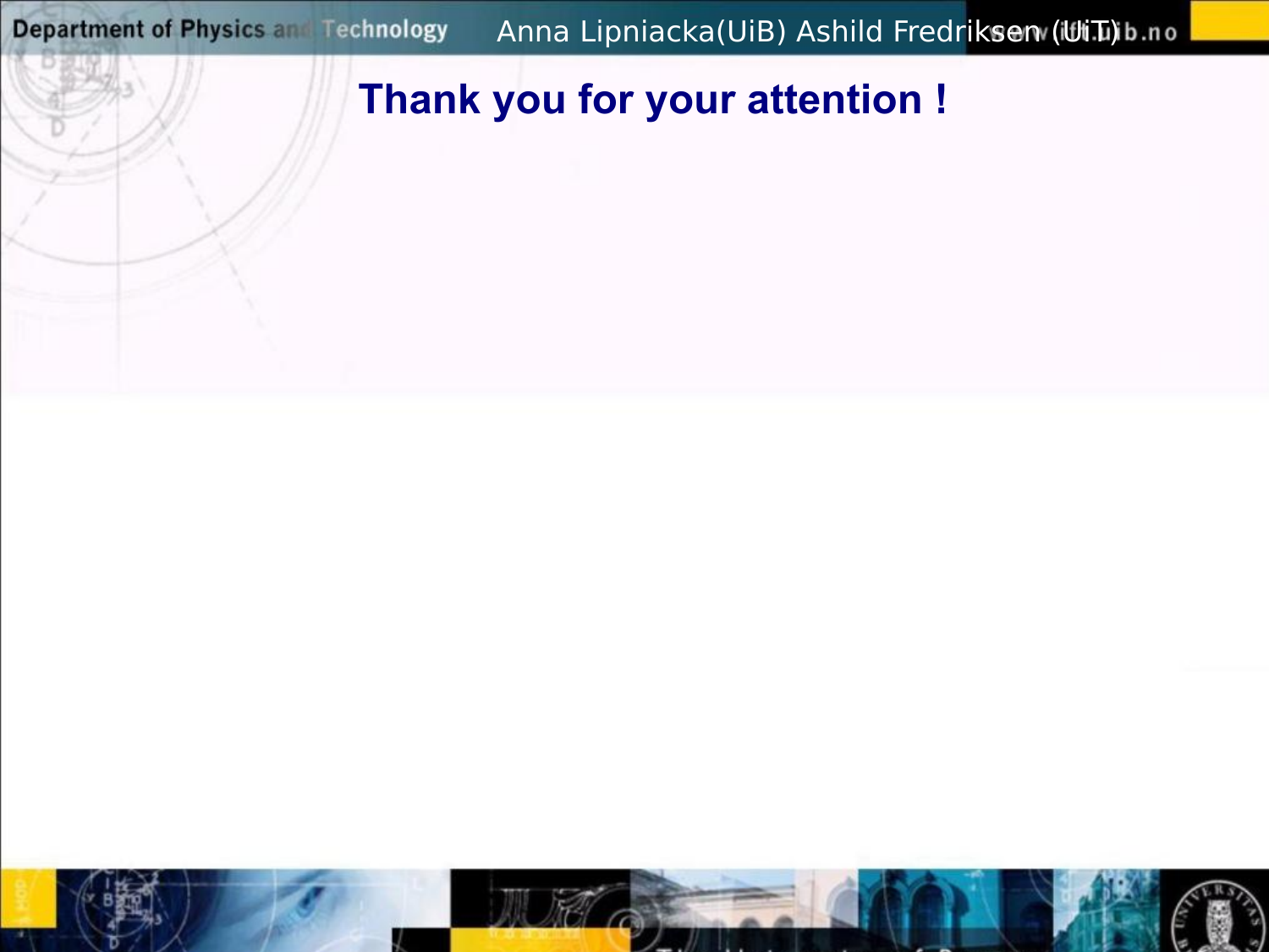# Thank you for your attention !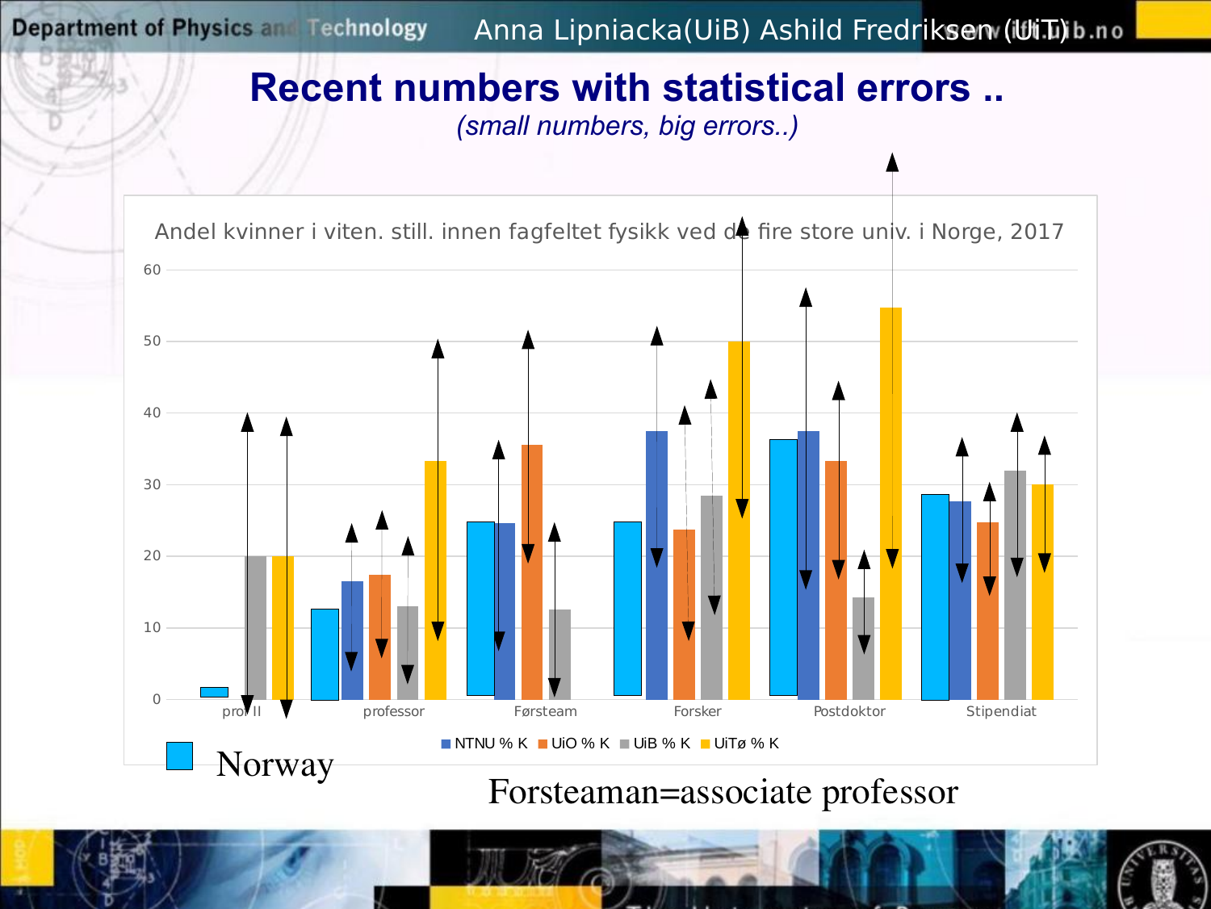# Recent numbers with statistical errors ..

*(small numbers, big errors..)*

Andel kvinner i viten. still. innen fagfeltet fysikk ved de fire store univ. i Norge, 2017

60
50
40
30
20
10
0

prof II
professor
Førsteam
Forsker
Postdoktor
Stipendiat

NTNU % K
UiO % K
UiB % K
UiTø % K

Norway

Forsteaman=associate professor